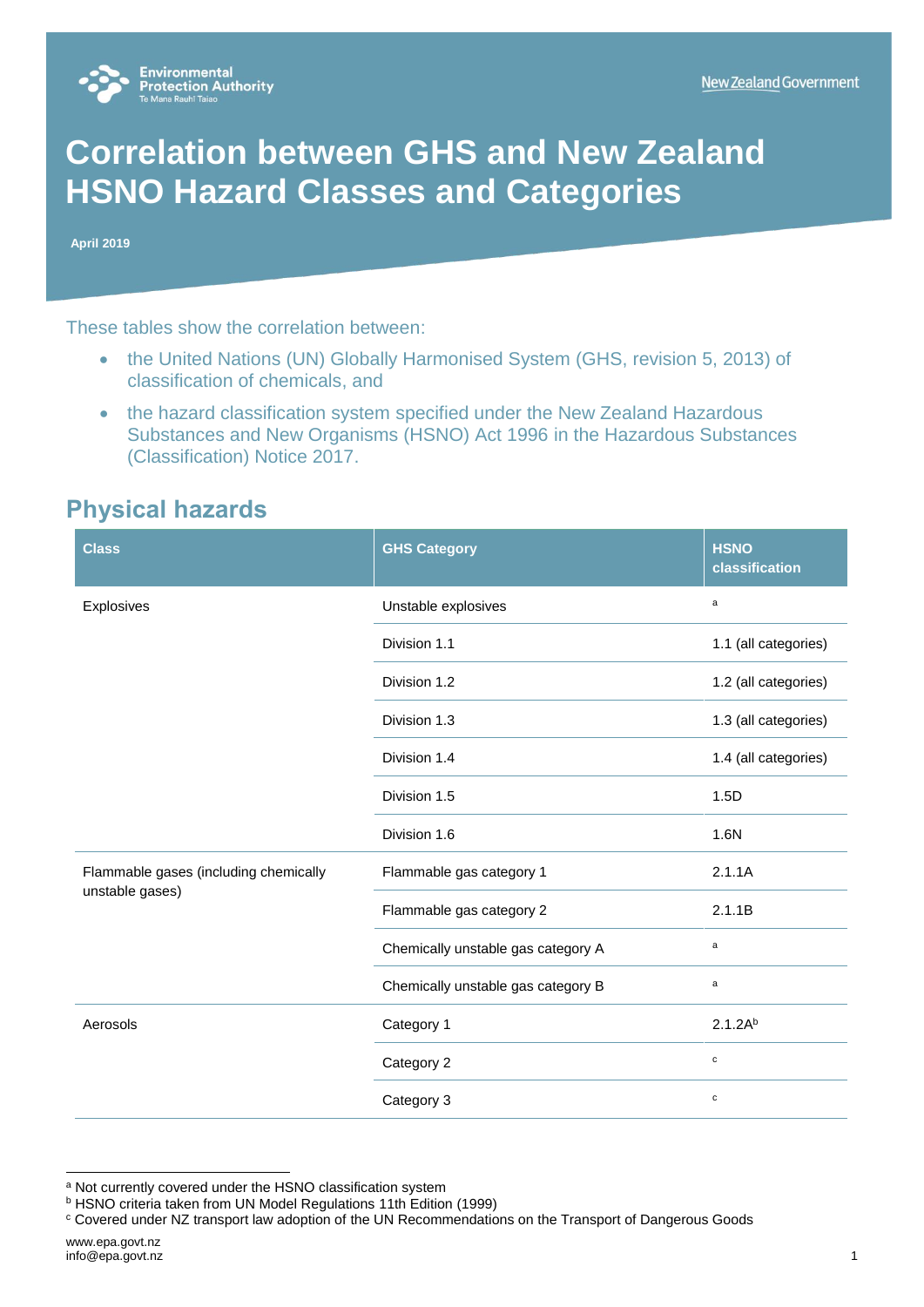# Correlation between GHS and New Zealand HSNO Hazard Classes and Categories

**April 2019**

These tables show the correlation between:

- the United Nations (UN) Globally Harmonised System (GHS, revision 5, 2013) of classification of chemicals, and
- the hazard classification system specified under the New Zealand Hazardous Substances and New Organisms (HSNO) Act 1996 in the Hazardous Substances (Classification) Notice 2017.

## Physical hazards

| Class | GHS Category | HSNO classification |
|---|---|---|
| Explosives | Unstable explosives | [a] |
| | Division 1.1 | 1.1 (all categories) |
| | Division 1.2 | 1.2 (all categories) |
| | Division 1.3 | 1.3 (all categories) |
| | Division 1.4 | 1.4 (all categories) |
| | Division 1.5 | 1.5D |
| | Division 1.6 | 1.6N |
| Flammable gases (including chemically unstable gases) | Flammable gas category 1 | 2.1.1A |
| | Flammable gas category 2 | 2.1.1B |
| | Chemically unstable gas category A | [a] |
| | Chemically unstable gas category B | [a] |
| Aerosols | Category 1 | 2.1.2A[b] |
| | Category 2 | [c] |
| | Category 3 | [c] |

[a] Not currently covered under the HSNO classification system

[b] HSNO criteria taken from UN Model Regulations 11th Edition (1999)

[c] Covered under NZ transport law adoption of the UN Recommendations on the Transport of Dangerous Goods

www.epa.govt.nz
info@epa.govt.nz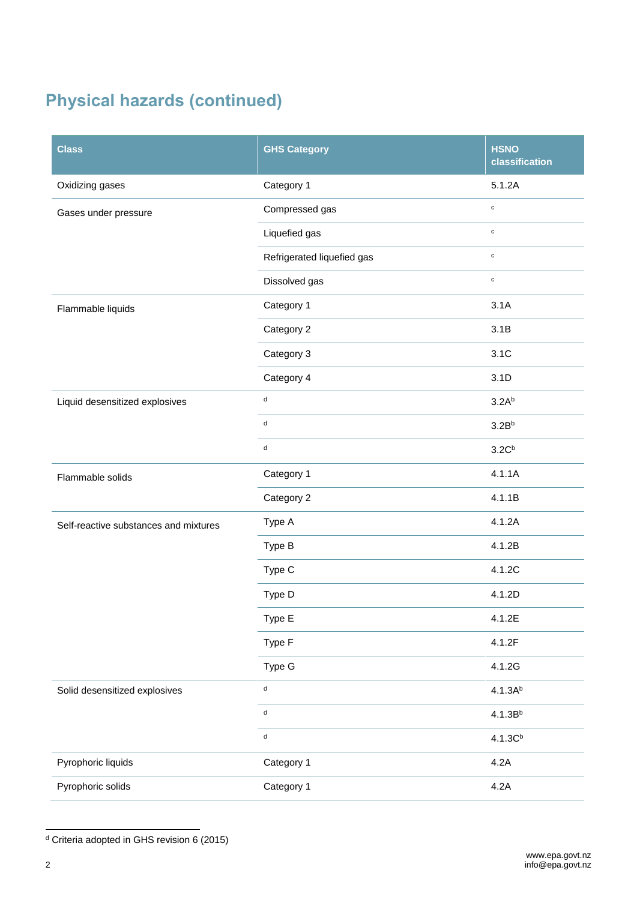## Physical hazards (continued)

| Class | GHS Category | HSNO classification |
|---|---|---|
| Oxidizing gases | Category 1 | 5.1.2A |
| Gases under pressure | Compressed gas | [c] |
| | Liquefied gas | [c] |
| | Refrigerated liquefied gas | [c] |
| | Dissolved gas | [c] |
| Flammable liquids | Category 1 | 3.1A |
| | Category 2 | 3.1B |
| | Category 3 | 3.1C |
| | Category 4 | 3.1D |
| Liquid desensitized explosives | [d] | 3.2A[b] |
| | [d] | 3.2B[b] |
| | [d] | 3.2C[b] |
| Flammable solids | Category 1 | 4.1.1A |
| | Category 2 | 4.1.1B |
| Self-reactive substances and mixtures | Type A | 4.1.2A |
| | Type B | 4.1.2B |
| | Type C | 4.1.2C |
| | Type D | 4.1.2D |
| | Type E | 4.1.2E |
| | Type F | 4.1.2F |
| | Type G | 4.1.2G |
| Solid desensitized explosives | [d] | 4.1.3A[b] |
| | [d] | 4.1.3B[b] |
| | [d] | 4.1.3C[b] |
| Pyrophoric liquids | Category 1 | 4.2A |
| Pyrophoric solids | Category 1 | 4.2A |

[d] Criteria adopted in GHS revision 6 (2015)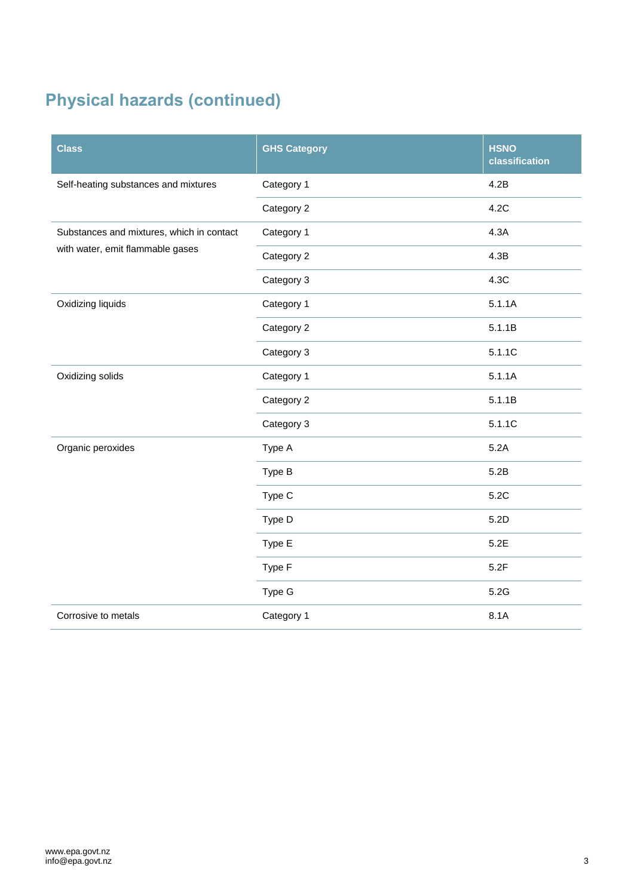## Physical hazards (continued)

| Class | GHS Category | HSNO classification |
|---|---|---|
| Self-heating substances and mixtures | Category 1 | 4.2B |
| | Category 2 | 4.2C |
| Substances and mixtures, which in contact with water, emit flammable gases | Category 1 | 4.3A |
| | Category 2 | 4.3B |
| | Category 3 | 4.3C |
| Oxidizing liquids | Category 1 | 5.1.1A |
| | Category 2 | 5.1.1B |
| | Category 3 | 5.1.1C |
| Oxidizing solids | Category 1 | 5.1.1A |
| | Category 2 | 5.1.1B |
| | Category 3 | 5.1.1C |
| Organic peroxides | Type A | 5.2A |
| | Type B | 5.2B |
| | Type C | 5.2C |
| | Type D | 5.2D |
| | Type E | 5.2E |
| | Type F | 5.2F |
| | Type G | 5.2G |
| Corrosive to metals | Category 1 | 8.1A |

www.epa.govt.nz
info@epa.govt.nz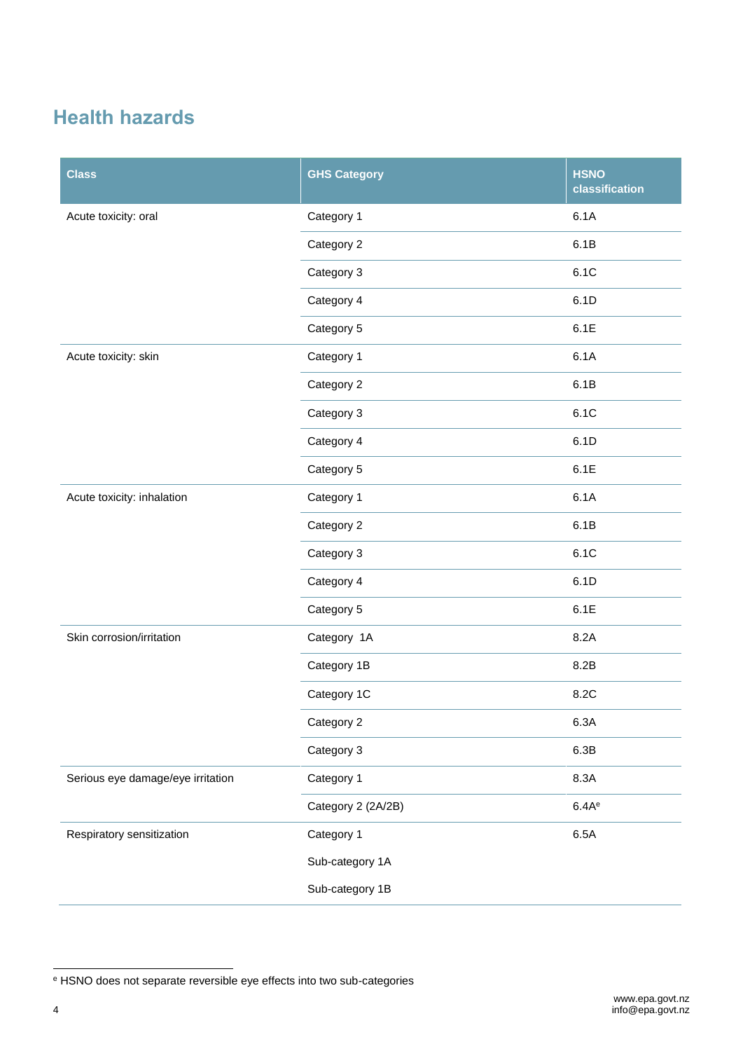## Health hazards

| Class | GHS Category | HSNO classification |
|---|---|---|
| Acute toxicity: oral | Category 1 | 6.1A |
| | Category 2 | 6.1B |
| | Category 3 | 6.1C |
| | Category 4 | 6.1D |
| | Category 5 | 6.1E |
| Acute toxicity: skin | Category 1 | 6.1A |
| | Category 2 | 6.1B |
| | Category 3 | 6.1C |
| | Category 4 | 6.1D |
| | Category 5 | 6.1E |
| Acute toxicity: inhalation | Category 1 | 6.1A |
| | Category 2 | 6.1B |
| | Category 3 | 6.1C |
| | Category 4 | 6.1D |
| | Category 5 | 6.1E |
| Skin corrosion/irritation | Category 1A | 8.2A |
| | Category 1B | 8.2B |
| | Category 1C | 8.2C |
| | Category 2 | 6.3A |
| | Category 3 | 6.3B |
| Serious eye damage/eye irritation | Category 1 | 8.3A |
| | Category 2 (2A/2B) | 6.4A[e] |
| Respiratory sensitization | Category 1 | 6.5A |
| | Sub-category 1A | |
| | Sub-category 1B | |

[e] HSNO does not separate reversible eye effects into two sub-categories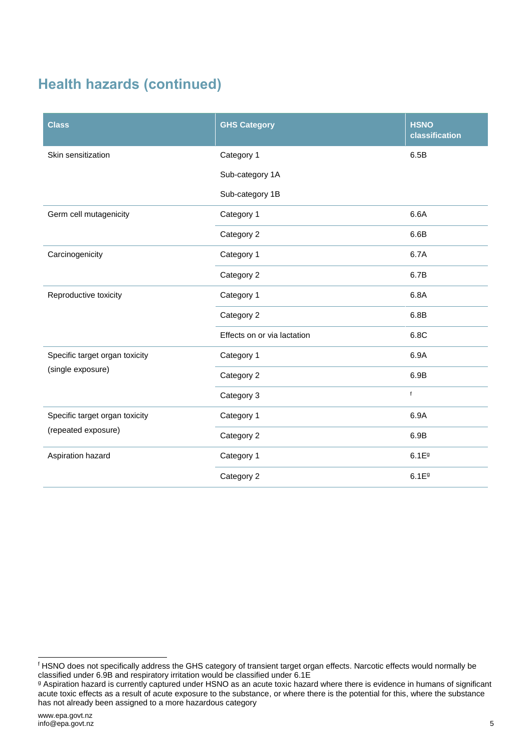## Health hazards (continued)

| Class | GHS Category | HSNO classification |
|---|---|---|
| Skin sensitization | Category 1 | 6.5B |
| | Sub-category 1A | |
| | Sub-category 1B | |
| Germ cell mutagenicity | Category 1 | 6.6A |
| | Category 2 | 6.6B |
| Carcinogenicity | Category 1 | 6.7A |
| | Category 2 | 6.7B |
| Reproductive toxicity | Category 1 | 6.8A |
| | Category 2 | 6.8B |
| | Effects on or via lactation | 6.8C |
| Specific target organ toxicity (single exposure) | Category 1 | 6.9A |
| | Category 2 | 6.9B |
| | Category 3 | [f] |
| Specific target organ toxicity (repeated exposure) | Category 1 | 6.9A |
| | Category 2 | 6.9B |
| Aspiration hazard | Category 1 | 6.1E[g] |
| | Category 2 | 6.1E[g] |

[f] HSNO does not specifically address the GHS category of transient target organ effects. Narcotic effects would normally be classified under 6.9B and respiratory irritation would be classified under 6.1E

[g] Aspiration hazard is currently captured under HSNO as an acute toxic hazard where there is evidence in humans of significant acute toxic effects as a result of acute exposure to the substance, or where there is the potential for this, where the substance has not already been assigned to a more hazardous category

www.epa.govt.nz
info@epa.govt.nz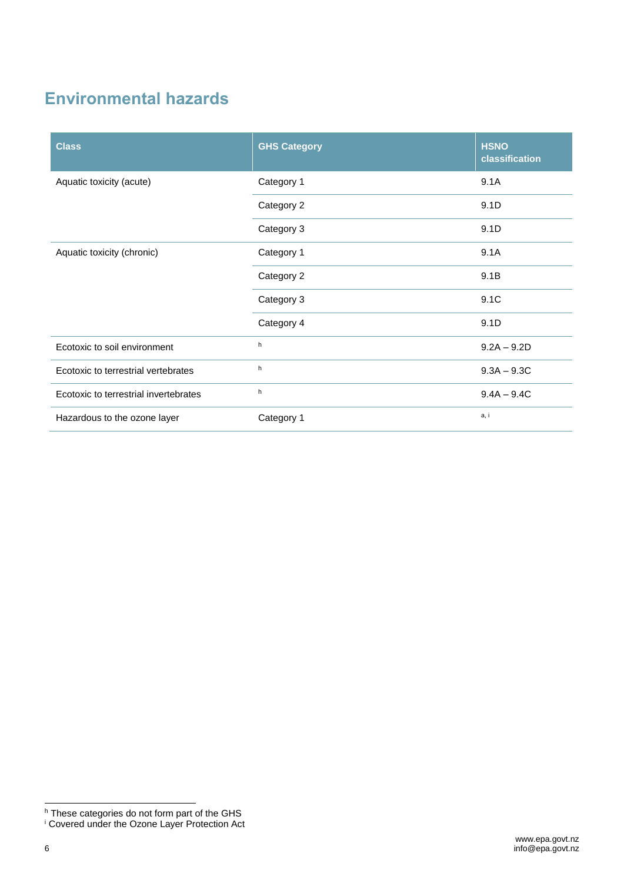## Environmental hazards

| Class | GHS Category | HSNO classification |
|---|---|---|
| Aquatic toxicity (acute) | Category 1 | 9.1A |
| | Category 2 | 9.1D |
| | Category 3 | 9.1D |
| Aquatic toxicity (chronic) | Category 1 | 9.1A |
| | Category 2 | 9.1B |
| | Category 3 | 9.1C |
| | Category 4 | 9.1D |
| Ecotoxic to soil environment | [h] | 9.2A – 9.2D |
| Ecotoxic to terrestrial vertebrates | [h] | 9.3A – 9.3C |
| Ecotoxic to terrestrial invertebrates | [h] | 9.4A – 9.4C |
| Hazardous to the ozone layer | Category 1 | [a, i] |

[h] These categories do not form part of the GHS
[i] Covered under the Ozone Layer Protection Act